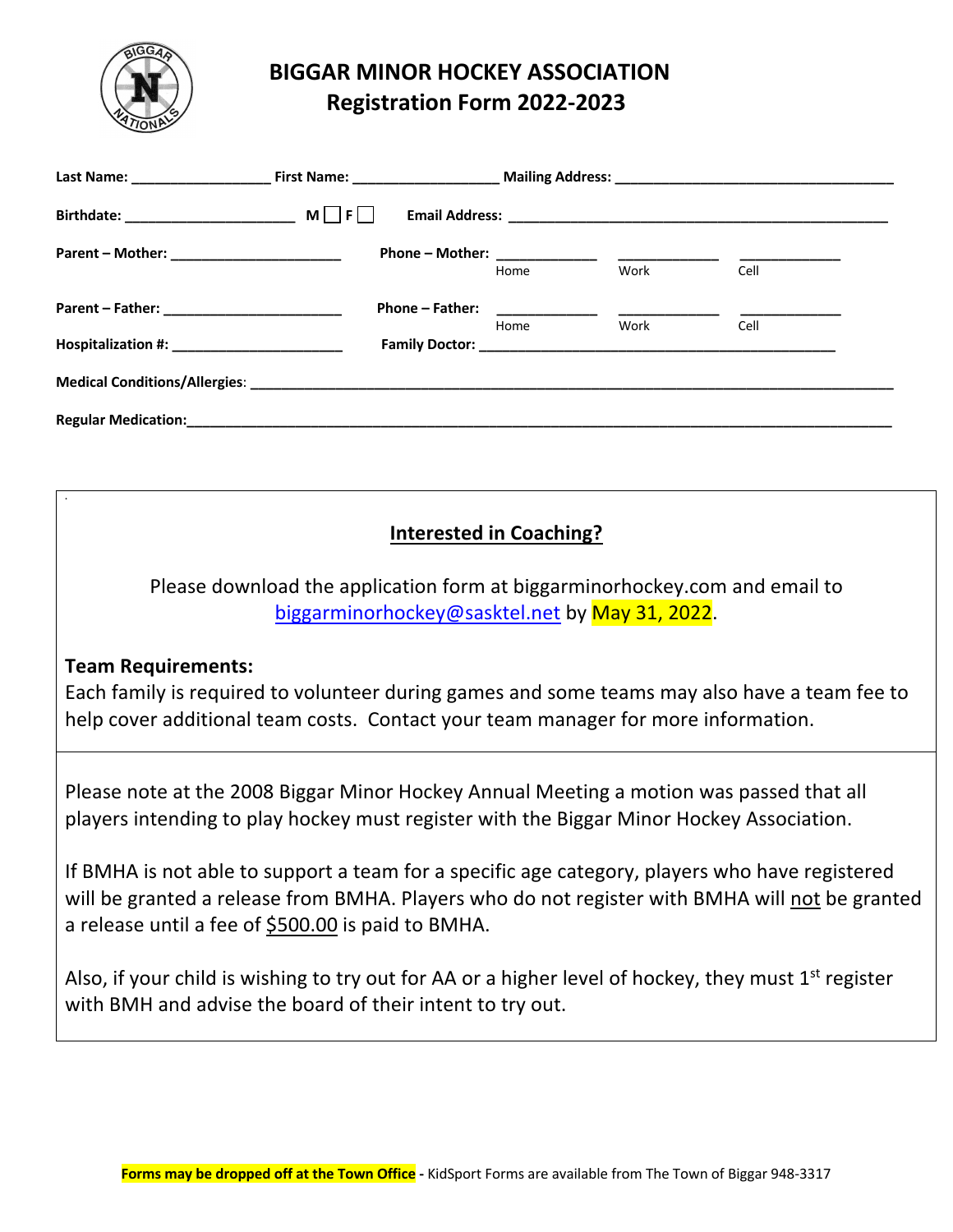# BIGGAR MINOR HOCKEY ASSOCIATION
## Registration Form 2022-2023

**Last Name:** ________________ **First Name:** ________________ **Mailing Address:** ________________________________

**Birthdate:** ____________________ M ☐ F ☐ **Email Address:** ______________________________________________

**Parent – Mother:** ____________________ **Phone – Mother:** ___________ ___________ ___________

Home Work Cell

**Parent – Father:** ____________________ **Phone – Father:** ___________ ___________ ___________

Home Work Cell

**Hospitalization #:** ____________________ **Family Doctor:** ____________________________________________

**Medical Conditions/Allergies**: __________________________________________________________________________

**Regular Medication:**______________________________________________________________________________

---

**Interested in Coaching?**

Please download the application form at biggarminorhockey.com and email to biggarminorhockey@sasktel.net by May 31, 2022.

**Team Requirements:**

Each family is required to volunteer during games and some teams may also have a team fee to help cover additional team costs. Contact your team manager for more information.

---

Please note at the 2008 Biggar Minor Hockey Annual Meeting a motion was passed that all players intending to play hockey must register with the Biggar Minor Hockey Association.

If BMHA is not able to support a team for a specific age category, players who have registered will be granted a release from BMHA. Players who do not register with BMHA will not be granted a release until a fee of $500.00 is paid to BMHA.

Also, if your child is wishing to try out for AA or a higher level of hockey, they must 1st register with BMH and advise the board of their intent to try out.

---

**Forms may be dropped off at the Town Office** - KidSport Forms are available from The Town of Biggar 948-3317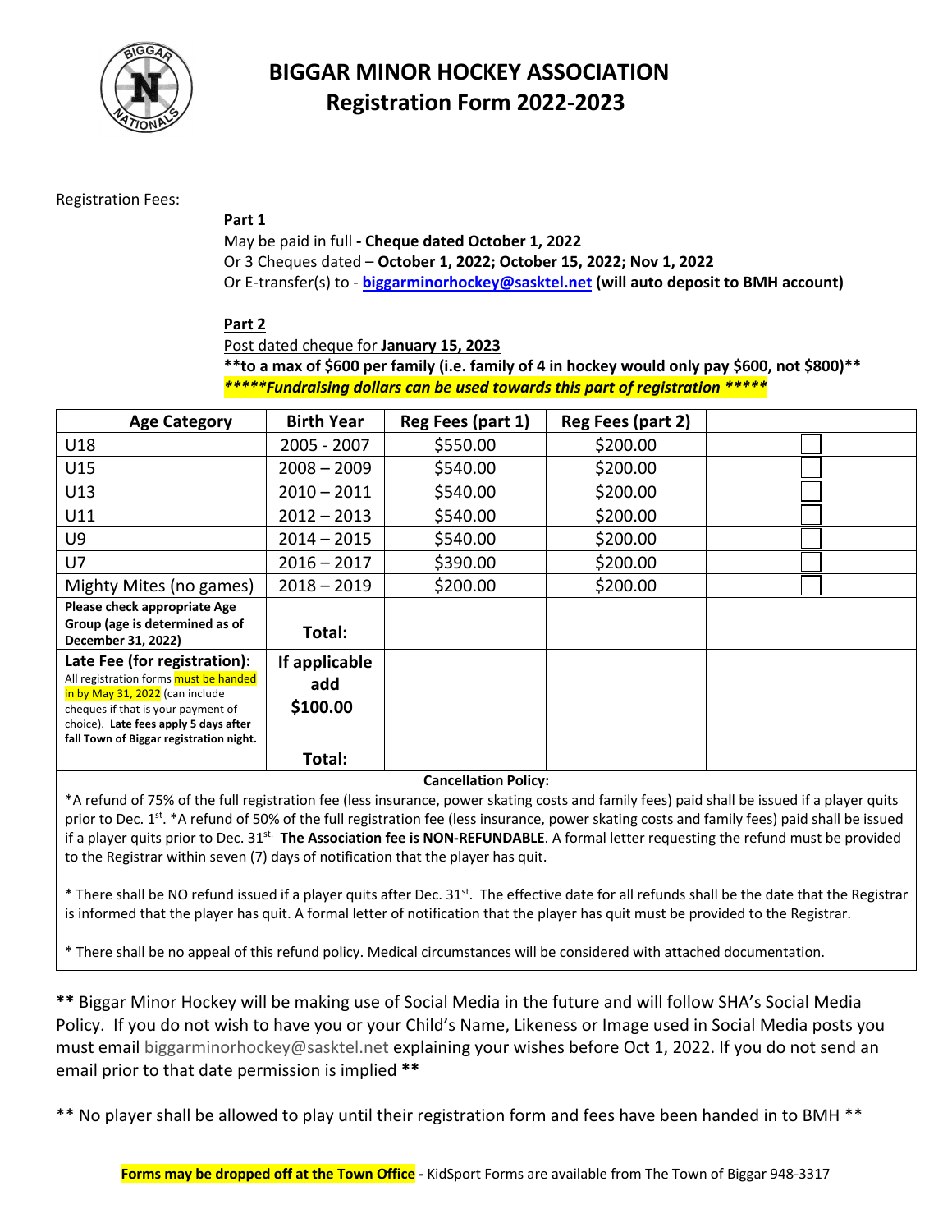# BIGGAR MINOR HOCKEY ASSOCIATION
## Registration Form 2022-2023

Registration Fees:

**Part 1**

May be paid in full **- Cheque dated October 1, 2022**

Or 3 Cheques dated – **October 1, 2022; October 15, 2022; Nov 1, 2022**

Or E-transfer(s) to - **biggarminorhockey@sasktel.net (will auto deposit to BMH account)**

**Part 2**

Post dated cheque for **January 15, 2023**

**\*\*to a max of $600 per family (i.e. family of 4 in hockey would only pay $600, not $800)\*\***

***\*\*\*\*\*Fundraising dollars can be used towards this part of registration \*\*\*\*\****

| Age Category | Birth Year | Reg Fees (part 1) | Reg Fees (part 2) | |
|---|---|---|---|---|
| U18 | 2005 - 2007 | $550.00 | $200.00 | ☐ |
| U15 | 2008 – 2009 | $540.00 | $200.00 | ☐ |
| U13 | 2010 – 2011 | $540.00 | $200.00 | ☐ |
| U11 | 2012 – 2013 | $540.00 | $200.00 | ☐ |
| U9 | 2014 – 2015 | $540.00 | $200.00 | ☐ |
| U7 | 2016 – 2017 | $390.00 | $200.00 | ☐ |
| Mighty Mites (no games) | 2018 – 2019 | $200.00 | $200.00 | ☐ |
| **Please check appropriate Age Group (age is determined as of December 31, 2022)** | **Total:** | | | |
| **Late Fee (for registration):** All registration forms must be handed in by May 31, 2022 (can include cheques if that is your payment of choice). **Late fees apply 5 days after fall Town of Biggar registration night.** | **If applicable add $100.00** | | | |
| | **Total:** | | | |

**Cancellation Policy:**

\*A refund of 75% of the full registration fee (less insurance, power skating costs and family fees) paid shall be issued if a player quits prior to Dec. 1st. \*A refund of 50% of the full registration fee (less insurance, power skating costs and family fees) paid shall be issued if a player quits prior to Dec. 31st. **The Association fee is NON-REFUNDABLE**. A formal letter requesting the refund must be provided to the Registrar within seven (7) days of notification that the player has quit.

\* There shall be NO refund issued if a player quits after Dec. 31st. The effective date for all refunds shall be the date that the Registrar is informed that the player has quit. A formal letter of notification that the player has quit must be provided to the Registrar.

\* There shall be no appeal of this refund policy. Medical circumstances will be considered with attached documentation.

**\*\*** Biggar Minor Hockey will be making use of Social Media in the future and will follow SHA's Social Media Policy. If you do not wish to have you or your Child's Name, Likeness or Image used in Social Media posts you must email biggarminorhockey@sasktel.net explaining your wishes before Oct 1, 2022. If you do not send an email prior to that date permission is implied **\*\***

\*\* No player shall be allowed to play until their registration form and fees have been handed in to BMH \*\*

**Forms may be dropped off at the Town Office** - KidSport Forms are available from The Town of Biggar 948-3317